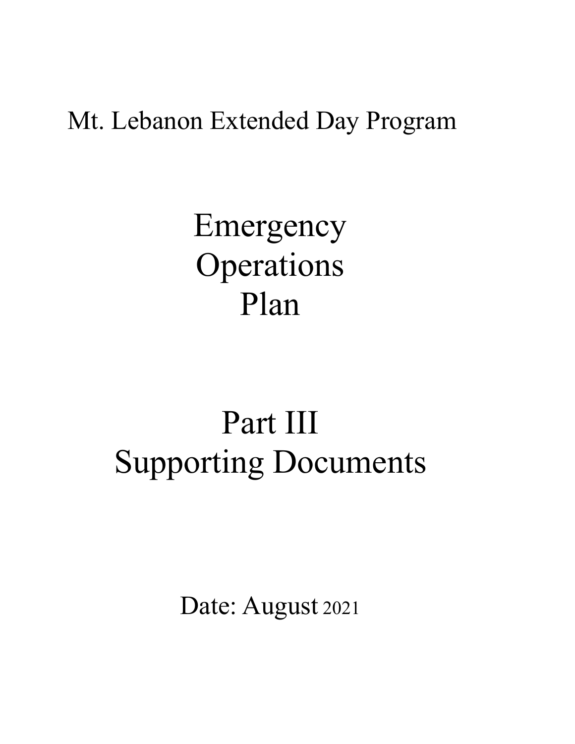Mt. Lebanon Extended Day Program

# Emergency Operations Plan

# Part III Supporting Documents

Date: August 2021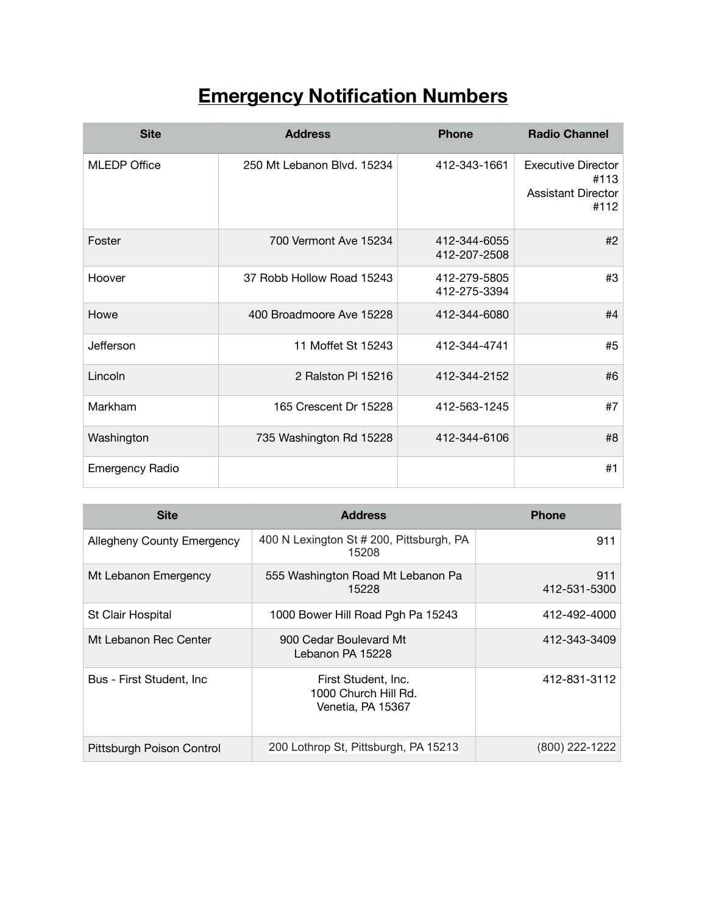# Emergency Notification Numbers

| Site | Address | Phone | Radio Channel |
|---|---|---|---|
| MLEDP Office | 250 Mt Lebanon Blvd. 15234 | 412-343-1661 | Executive Director #113<br>Assistant Director #112 |
| Foster | 700 Vermont Ave 15234 | 412-344-6055<br>412-207-2508 | #2 |
| Hoover | 37 Robb Hollow Road 15243 | 412-279-5805<br>412-275-3394 | #3 |
| Howe | 400 Broadmoore Ave 15228 | 412-344-6080 | #4 |
| Jefferson | 11 Moffet St 15243 | 412-344-4741 | #5 |
| Lincoln | 2 Ralston Pl 15216 | 412-344-2152 | #6 |
| Markham | 165 Crescent Dr 15228 | 412-563-1245 | #7 |
| Washington | 735 Washington Rd 15228 | 412-344-6106 | #8 |
| Emergency Radio | | | #1 |

| Site | Address | Phone |
|---|---|---|
| Allegheny County Emergency | 400 N Lexington St # 200, Pittsburgh, PA 15208 | 911 |
| Mt Lebanon Emergency | 555 Washington Road Mt Lebanon Pa 15228 | 911<br>412-531-5300 |
| St Clair Hospital | 1000 Bower Hill Road Pgh Pa 15243 | 412-492-4000 |
| Mt Lebanon Rec Center | 900 Cedar Boulevard Mt Lebanon PA 15228 | 412-343-3409 |
| Bus - First Student, Inc | First Student, Inc.<br>1000 Church Hill Rd.<br>Venetia, PA 15367 | 412-831-3112 |
| Pittsburgh Poison Control | 200 Lothrop St, Pittsburgh, PA 15213 | (800) 222-1222 |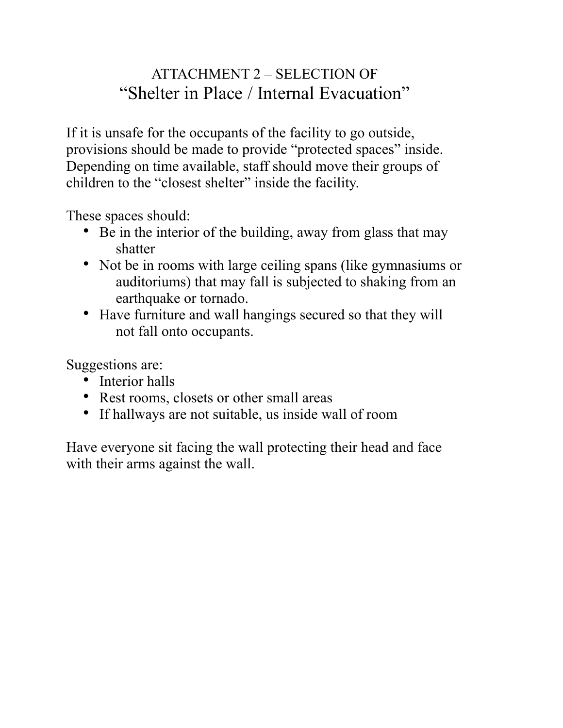# ATTACHMENT 2 – SELECTION OF
# "Shelter in Place / Internal Evacuation"

If it is unsafe for the occupants of the facility to go outside, provisions should be made to provide "protected spaces" inside. Depending on time available, staff should move their groups of children to the "closest shelter" inside the facility.

These spaces should:

- Be in the interior of the building, away from glass that may shatter
- Not be in rooms with large ceiling spans (like gymnasiums or auditoriums) that may fall is subjected to shaking from an earthquake or tornado.
- Have furniture and wall hangings secured so that they will not fall onto occupants.

Suggestions are:

- Interior halls
- Rest rooms, closets or other small areas
- If hallways are not suitable, us inside wall of room

Have everyone sit facing the wall protecting their head and face with their arms against the wall.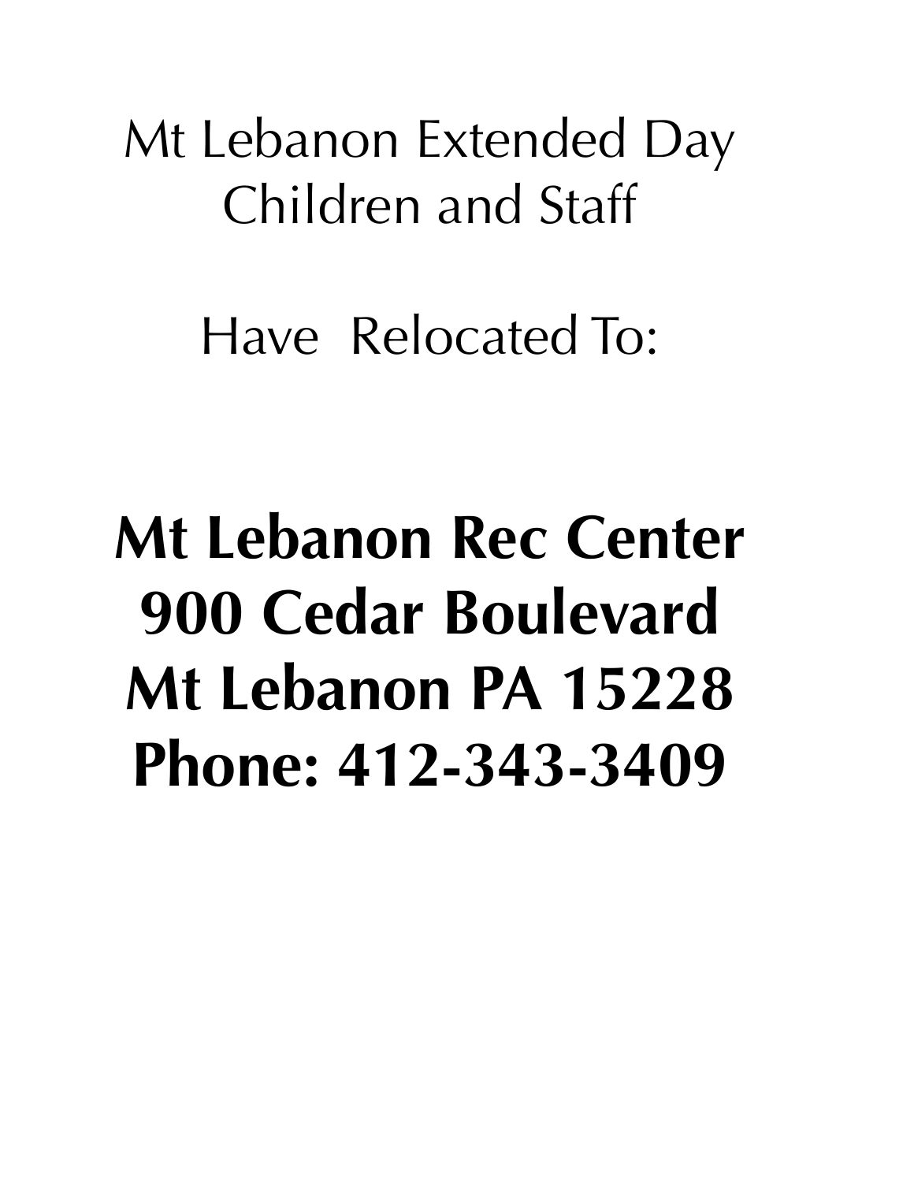Mt Lebanon Extended Day
Children and Staff

Have Relocated To:

**Mt Lebanon Rec Center**
**900 Cedar Boulevard**
**Mt Lebanon PA 15228**
**Phone: 412-343-3409**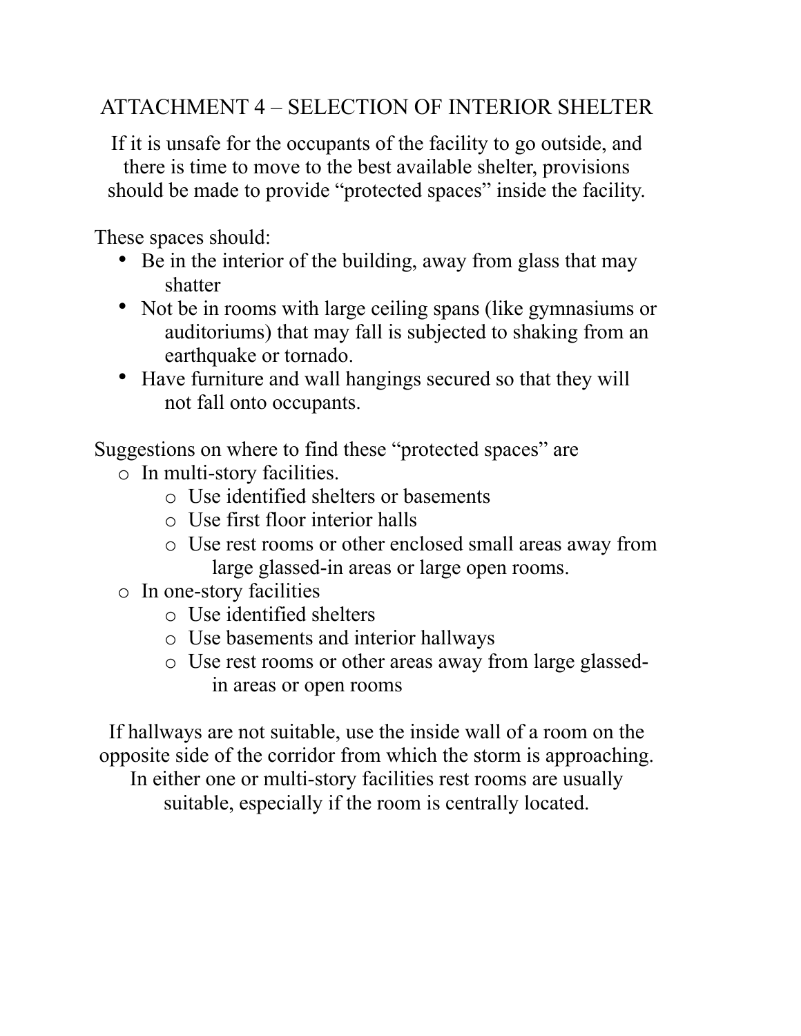# ATTACHMENT 4 – SELECTION OF INTERIOR SHELTER

If it is unsafe for the occupants of the facility to go outside, and there is time to move to the best available shelter, provisions should be made to provide "protected spaces" inside the facility.

These spaces should:

- Be in the interior of the building, away from glass that may shatter
- Not be in rooms with large ceiling spans (like gymnasiums or auditoriums) that may fall is subjected to shaking from an earthquake or tornado.
- Have furniture and wall hangings secured so that they will not fall onto occupants.

Suggestions on where to find these "protected spaces" are

- In multi-story facilities.
  - Use identified shelters or basements
  - Use first floor interior halls
  - Use rest rooms or other enclosed small areas away from large glassed-in areas or large open rooms.
- In one-story facilities
  - Use identified shelters
  - Use basements and interior hallways
  - Use rest rooms or other areas away from large glassed-in areas or open rooms

If hallways are not suitable, use the inside wall of a room on the opposite side of the corridor from which the storm is approaching. In either one or multi-story facilities rest rooms are usually suitable, especially if the room is centrally located.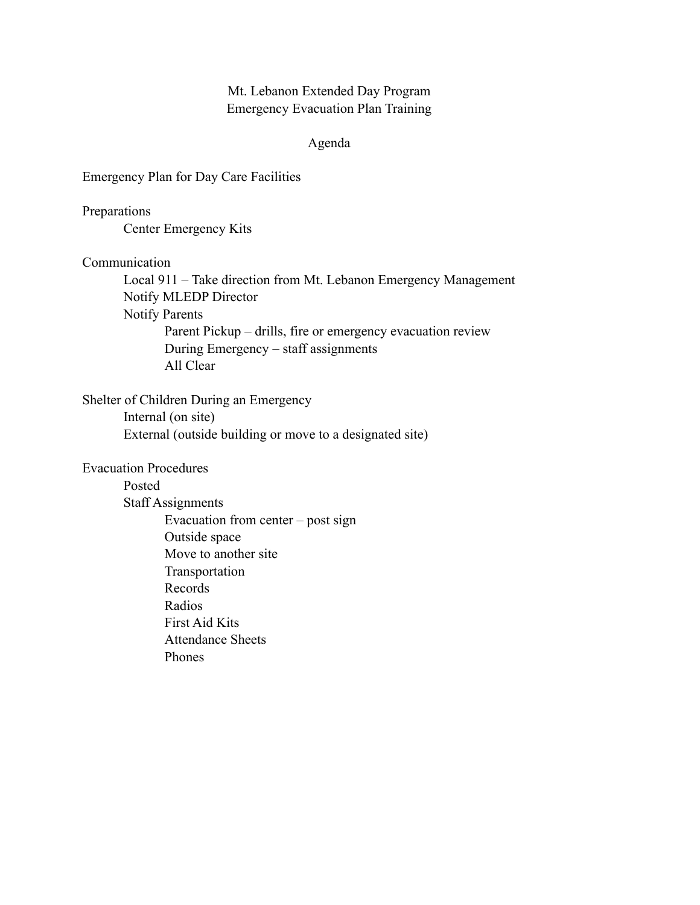# Mt. Lebanon Extended Day Program
# Emergency Evacuation Plan Training

## Agenda

Emergency Plan for Day Care Facilities

Preparations
- Center Emergency Kits

Communication
- Local 911 – Take direction from Mt. Lebanon Emergency Management
- Notify MLEDP Director
- Notify Parents
  - Parent Pickup – drills, fire or emergency evacuation review
  - During Emergency – staff assignments
  - All Clear

Shelter of Children During an Emergency
- Internal (on site)
- External (outside building or move to a designated site)

Evacuation Procedures
- Posted
- Staff Assignments
  - Evacuation from center – post sign
  - Outside space
  - Move to another site
  - Transportation
  - Records
  - Radios
  - First Aid Kits
  - Attendance Sheets
  - Phones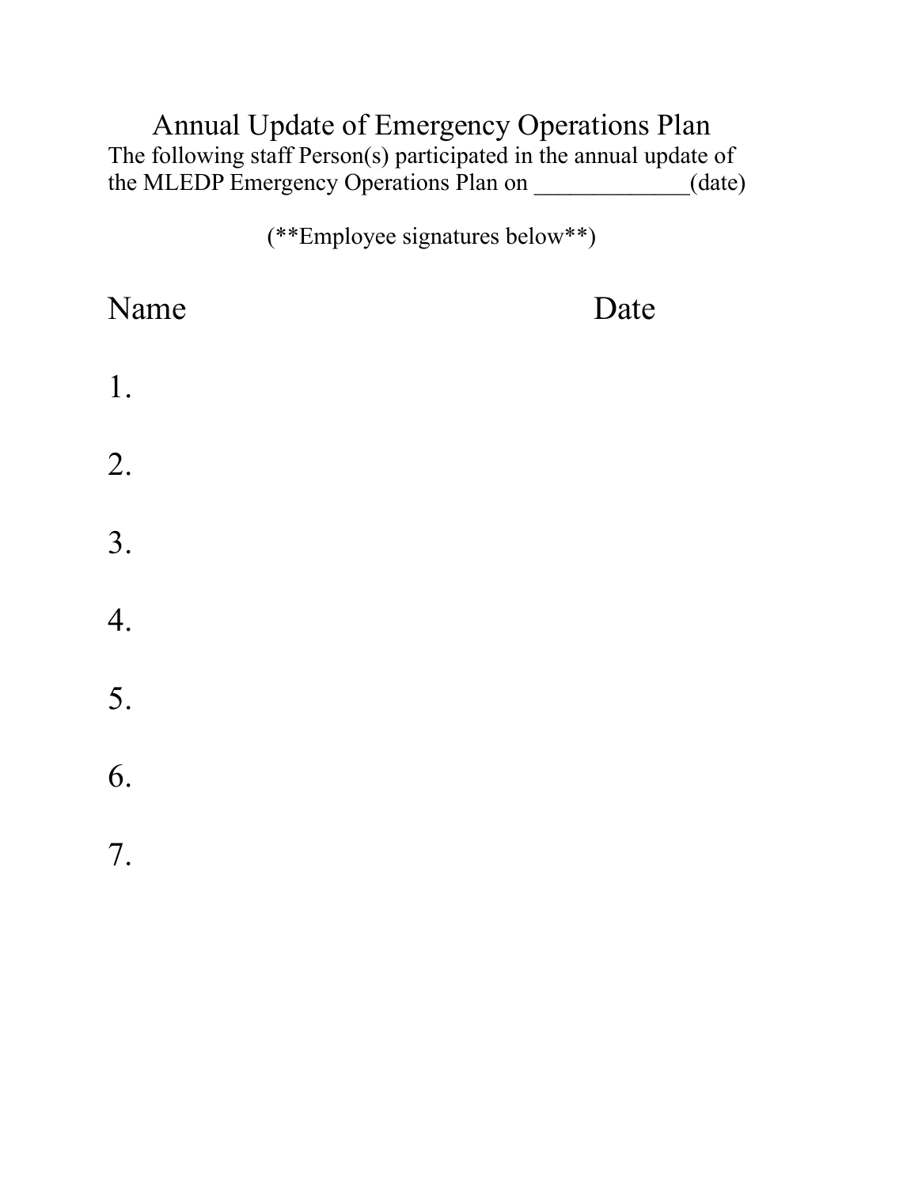# Annual Update of Emergency Operations Plan

The following staff Person(s) participated in the annual update of the MLEDP Emergency Operations Plan on _____________(date)

(**Employee signatures below**)

| Name | Date |
|---|---|
| 1. | |
| 2. | |
| 3. | |
| 4. | |
| 5. | |
| 6. | |
| 7. | |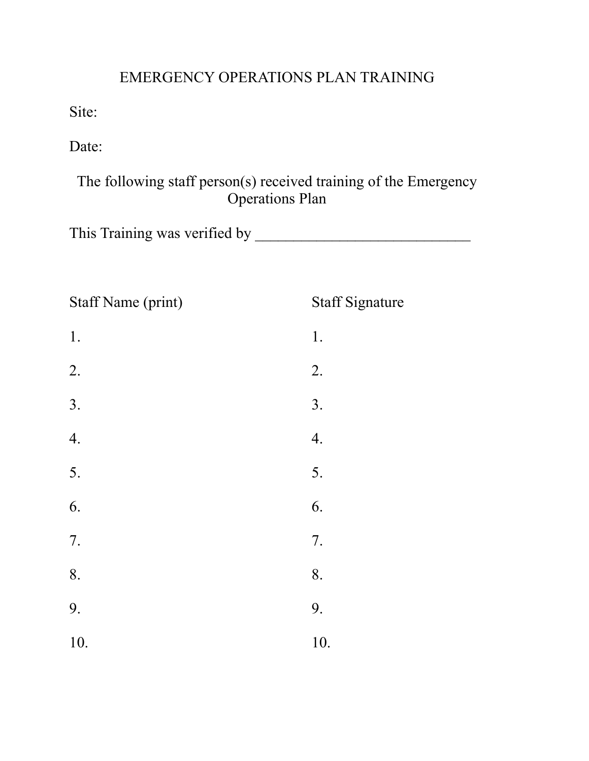# EMERGENCY OPERATIONS PLAN TRAINING

Site:

Date:

The following staff person(s) received training of the Emergency Operations Plan

This Training was verified by ____________________________

| Staff Name (print) | Staff Signature |
|---|---|
| 1. | 1. |
| 2. | 2. |
| 3. | 3. |
| 4. | 4. |
| 5. | 5. |
| 6. | 6. |
| 7. | 7. |
| 8. | 8. |
| 9. | 9. |
| 10. | 10. |